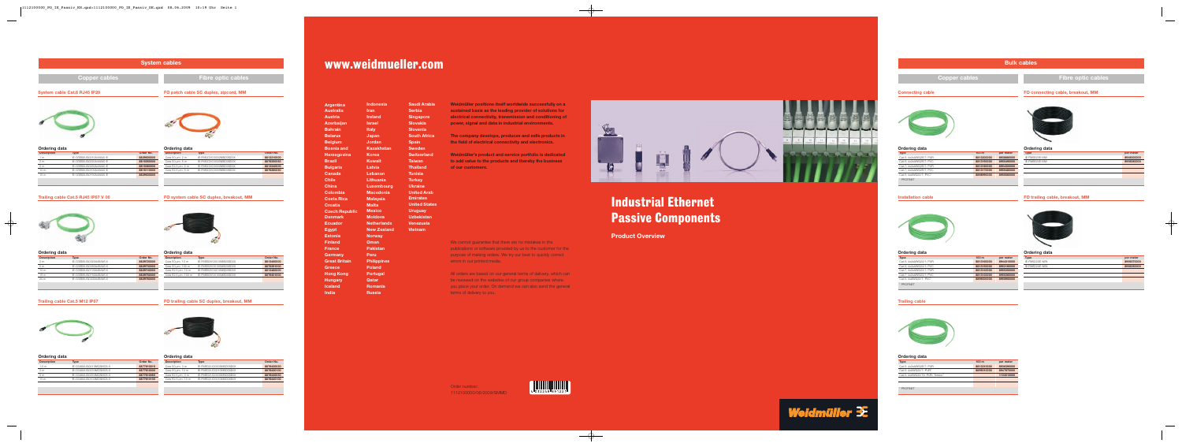# System cables

## Copper cables

### System cable Cat.6 RJ45 IP20

**Ordering data**

| Description | Type | Order No. |
|---|---|---|
| 1 m | IE-C6S8UG0010A40A40-E | 8849600000 |
| 2 m | IE-C6S8UG0020A40A40-E | 8849700000 |
| 5 m | IE-C6S8UG0050A40A40-E | 8849800000 |
| 10 m | IE-C6S8UG0100A40A40-E | 8849900000 |
| 15 m | IE-C6S8UG0150A40A40-E | 8850000000 |

### Trailing cable Cat.5 RJ45 IP67 V 00

**Ordering data**

| Description | Type | Order No. |
|---|---|---|
| 2 m | IE-C5DD4UG0020A20A20-E | 8829750000 |
| 5 m | IE-C5DD4UG0050A20A20-E | 8829760000 |
| 10 m | IE-C5DD4UG0100A20A20-E | 8829770000 |
| 15 m | IE-C5DD4UG0150A20A20-E | 8829780000 |
| 20 m | IE-C5DD4UG0200A20A20-E | 8829790000 |

### Trailing cable Cat.5 M12 IP67

**Ordering data**

| Description | Type | Order No. |
|---|---|---|
| 1.5 m | IE-C5DD4UG0015M20M20-E | 8877910000 |
| 3 m | IE-C5DD4UG0030M20M20-E | 8877920000 |
| 5 m | IE-C5DD4UG0050M20M20-E | 8877930000 |
| 10 m | IE-C5DD4UG0100M20M20-E | 8877940000 |

## Fibre optic cables

### FO patch cable SC duplex, zipcord, MM

**Ordering data**

| Description | Type | Order No. |
|---|---|---|
| Core 50 µm, 2 m | IE-FM5Z2VO0002MSD0SD0X | 8813100000 |
| Core 50 µm, 5 m | IE-FM5Z2VO0005MSD0SD0X | 8813110000 |
| Core 62.5 µm, 2 m | IE-FM6Z2VO0002MSD0SD0X | 8813120000 |
| Core 62.5 µm, 5 m | IE-FM6Z2VO0005MSD0SD0X | 8813130000 |

### FO system cable SC duplex, breakout, MM

**Ordering data**

| Description | Type | Order No. |
|---|---|---|
| Core 50 µm, 10 m | IE-FM5D2UO0010MSD0SD0X | 8813460000 |
| Core 50 µm, 100 m | IE-FM5D2UO0100MSD0SD0X | 8813470000 |
| Core 62.5 µm, 10 m | IE-FM6D2UO0010MSD0SD0X | 8813480000 |
| Core 62.5 µm, 100 m | IE-FM6D2UO0100MSD0SD0X | 8813490000 |

### FO trailing cable SC duplex, breakout, MM

**Ordering data**

| Description | Type | Order No. |
|---|---|---|
| Core 50 µm, 5 m | IE-FM5D2UO0005MSD0SD0X | 8878420000 |
| Core 50 µm, 10 m | IE-FM5D2UO0010MSD0SD0X | 8878430000 |
| Core 62.5 µm, 5 m | IE-FM6D2UO0005MSD0SD0X | 8878440000 |
| Core 62.5 µm, 10 m | IE-FM6D2UO0010MSD0SD0X | 8878450000 |

# www.weidmueller.com

Argentina, Australia, Austria, Azerbaijan, Bahrain, Belarus, Belgium, Bosnia and Herzegovina, Brazil, Bulgaria, Canada, Chile, China, Colombia, Costa Rica, Croatia, Czech Republic, Denmark, Ecuador, Egypt, Estonia, Finland, France, Germany, Great Britain, Greece, Hong Kong, Hungary, Iceland, India, Indonesia, Iran, Ireland, Israel, Italy, Japan, Jordan, Kazakhstan, Korea, Kuwait, Latvia, Lebanon, Lithuania, Luxembourg, Macedonia, Malaysia, Malta, Mexico, Moldova, Netherlands, New Zealand, Norway, Oman, Pakistan, Peru, Philippines, Poland, Portugal, Qatar, Romania, Russia, Saudi Arabia, Serbia, Singapore, Slovakia, Slovenia, South Africa, Spain, Sweden, Switzerland, Taiwan, Thailand, Tunisia, Turkey, Ukraine, United Arab Emirates, United States, Uruguay, Uzbekistan, Venezuela, Vietnam

**Weidmüller positions itself worldwide successfully on a sustained basis as the leading provider of solutions for electrical connectivity, transmission and conditioning of power, signal and data in industrial environments.**

**The company develops, produces and sells products in the field of electrical connectivity and electronics.**

**Weidmüller's product and service portfolio is dedicated to add value to the products and thereby the business of our customers.**

We cannot guarantee that there are no mistakes in the publications or software provided by us to the customer for the purpose of making orders. We try our best to quickly correct errors in our printed media.

All orders are based on our general terms of delivery, which can be reviewed on the websites of our group companies where you place your order. On demand we can also send the general terms of delivery to you.

Order number: 1112100000/06/2009/SMMD

# Industrial Ethernet Passive Components

**Product Overview**

Weidmüller

# Bulk cables

## Copper cables

### Connecting cable

**Ordering data**

| Type | 100 m | per meter |
|---|---|---|
| Cat.5: 4x2xAWG26/7, PUR | 8813050000 | 8808880000 |
| Cat.5: 4x2xAWG26/7, PVC | 8813060000 | 8808890000 |
| Cat.6: 4x2xAWG26/7, PUR | 8813180000 | 8864490000 |
| Cat.6: 4x2xAWG26/7, PVC | 8813170000 | 8864480000 |
| Cat.5: 2x2xAWG22/7, PVC | 8819960000 | 8808960000 |
| Pre-tested | | |

### Installation cable

**Ordering data**

| Type | 100 m | per meter |
|---|---|---|
| Cat.5: 4x2xAWG24/1, PUR | 8813190000 | 8864510000 |
| Cat.5: 4x2xAWG24/1, PVC | 8813200000 | 8864520000 |
| Cat.7: 4x2xAWG23/1, PUR | 8813160000 | 8864500000 |
| Cat.7: 4x2xAWG23/1, PVC | 8813150000 | 8864490000 |
| Cat.5: 2x2xAWG22/1, PVC | 8809000000 | 8808990000 |
| Pre-tested | | |

### Trailing cable

**Ordering data**

| Type | 100 m | per meter |
|---|---|---|
| Cat.5: 4x2xAWG26/7, PUR | 8813210000 | 8808920000 |
| Cat.5: 2x2xAWG22/7, PUR | 8809010000 | 8857670000 |
| Cat.5: 2x2xAWG22/19, PUR, Torsion | | 1133610000 |
| Pre-tested | | |

## Fibre optic cables

### FO connecting cable, breakout, MM

**Ordering data**

| Type | per meter |
|---|---|
| IE-FM5D2UE-MM | 8846020000 |
| IE-FM6D2UE-MM | 8846030000 |

### FO trailing cable, breakout, MM

**Ordering data**

| Type | per meter |
|---|---|
| IE-FM5D2UE-MM | 8848070000 |
| IE-FM6D2UE-MM | 8848080000 |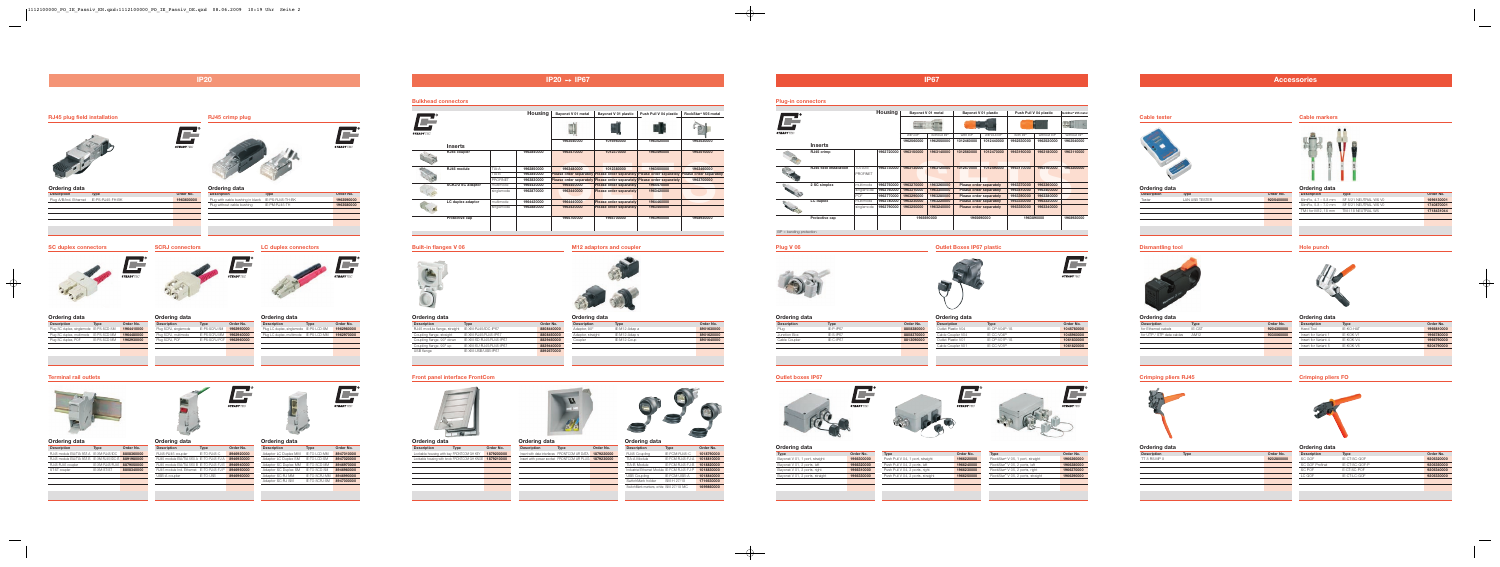# IP20

## RJ45 plug field installation

### Ordering data

| Description | Type | Order No. |
|---|---|---|
| Plug 4-Wire Ethernet | IE-PS-RJ45-FH-BK | |

## RJ45 crimp plug

### Ordering data

| Description | Type | Order No. |
|---|---|---|
| | | |

## SC duplex connectors

### Ordering data

| Description | Type | Order No. |
|---|---|---|
| | | |

## SCRJ connectors

### Ordering data

| Description | Type | Order No. |
|---|---|---|
| | | |

## LC duplex connectors

### Ordering data

| Description | Type | Order No. |
|---|---|---|
| | | |

## Terminal rail outlets

### Ordering data

| Description | Type | Order No. |
|---|---|---|
| | | |

### Ordering data

| Description | Type | Order No. |
|---|---|---|
| | | |

### Ordering data

| Description | Type | Order No. |
|---|---|---|
| | | |

# IP20 → IP67

## Bulkhead connectors

| | | Housing | Bayonet V 01 metal | Bayonet V 01 plastic | Push Pull V 04 plastic | PushPull* V04 metal |
|---|---|---|---|---|---|---|
| **Inserts** | | | | | | |
| RJ45 coupler | | | | | | |
| RJ45 module | | | | | | |
| SCRJ PG adaptor | | | | | | |
| LC duplex adaptor | | | | | | |
| Protective cap | | | | | | |

## Built-in flanges V 08

### Ordering data

| Description | Type | Order No. |
|---|---|---|
| | | |

## M12 adaptors and coupler

### Ordering data

| Description | Type | Order No. |
|---|---|---|
| | | |

## Front panel interface FrontCom

### Ordering data

| Description | Type | Order No. |
|---|---|---|
| | | |

### Ordering data

| Description | Type | Order No. |
|---|---|---|
| | | |

### Ordering data

| Description | Type | Order No. |
|---|---|---|
| | | |

# IP67

## Plug-in connectors

| | | Housing | Bayonet V 01 metal | Bayonet V 01 plastic | Push Pull V 04 plastic | PushPull* V04 metal |
|---|---|---|---|---|---|---|
| **Inserts** | | | | | | |
| RJ45 crimp | | | | | | |
| RJ45 field assembled | | | | | | |
| F SC simplex | | | | | | |
| LC duplex | | | | | | |
| Protective cap | | | | | | |

## Plug V 08

### Ordering data

| Description | Type | Order No. |
|---|---|---|
| | | |

## Outlet Boxes IP67 plastic

### Ordering data

| Description | Type | Order No. |
|---|---|---|
| | | |

## Outlet boxes IP67

### Ordering data

| Type | Order No. |
|---|---|
| | |

| Type | Order No. |
|---|---|
| | |

| Type | Order No. |
|---|---|
| | |

# Accessories

## Cable tester

### Ordering data

| Description | Type | Order No. |
|---|---|---|
| Tester | LAN UNIT TESTER | |

## Cable markers

### Ordering data

| Description | Type | Order No. |
|---|---|---|
| | | |

## Dismantling tool

### Ordering data

| Description | Type | Order No. |
|---|---|---|
| | | |

## Hole punch

### Ordering data

| Description | Type | Order No. |
|---|---|---|
| | | |

## Crimping pliers RJ45

### Ordering data

| Description | Type | Order No. |
|---|---|---|
| | | |

## Crimping pliers FO

### Ordering data

| Description | Type | Order No. |
|---|---|---|
| | | |